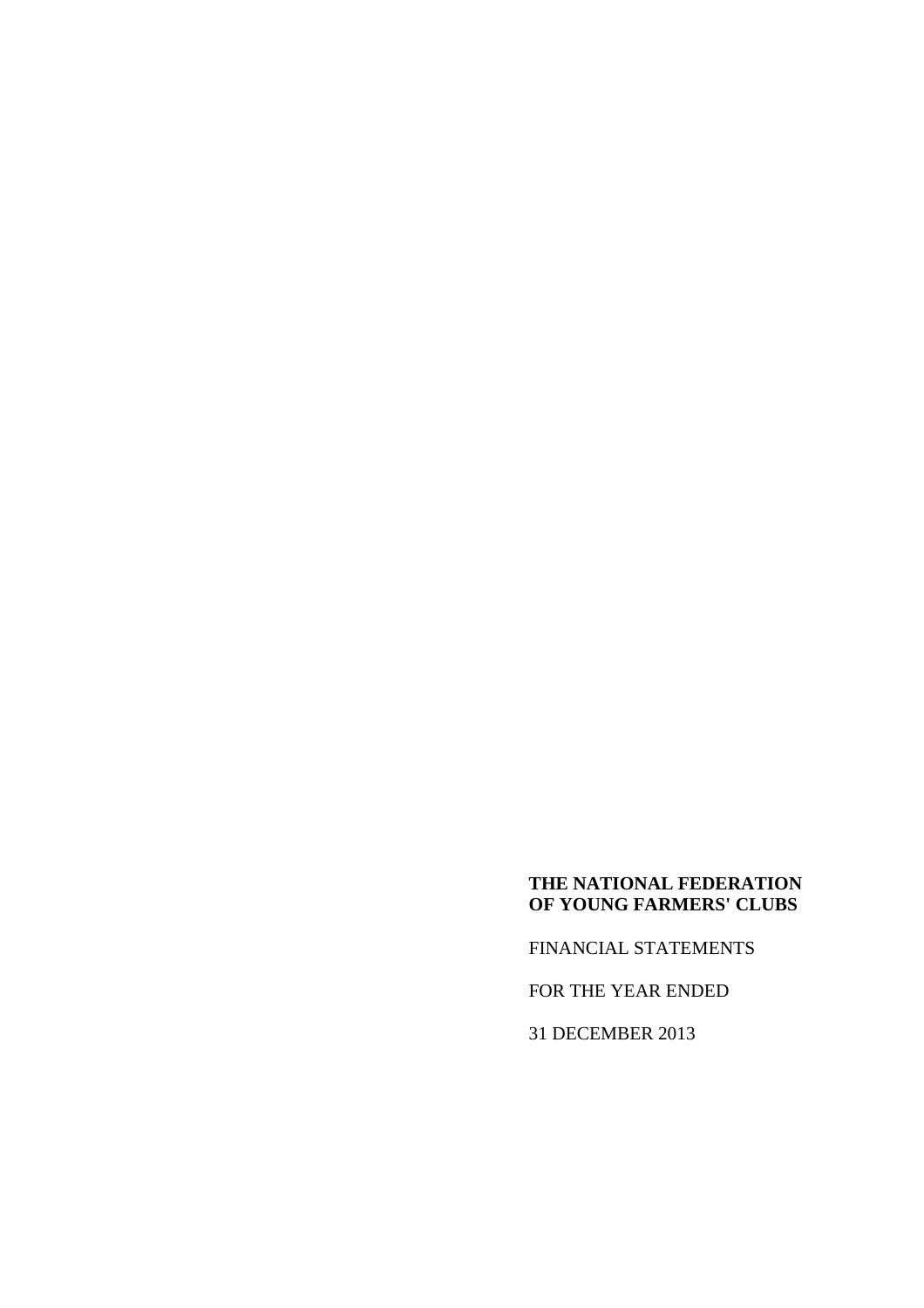**THE NATIONAL FEDERATION OF YOUNG FARMERS' CLUBS**

FINANCIAL STATEMENTS

FOR THE YEAR ENDED

31 DECEMBER 2013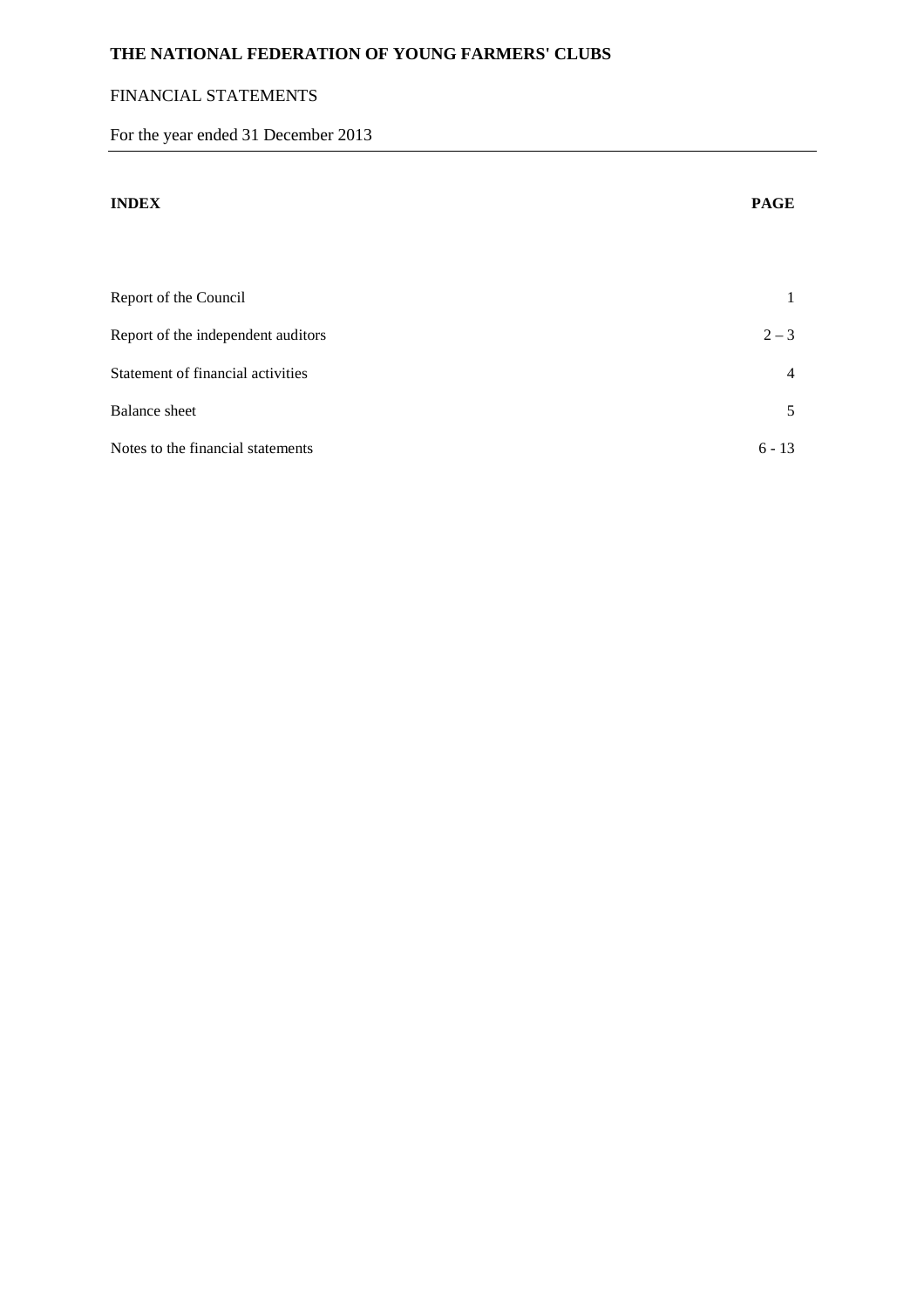# THE NATIONAL FEDERATION OF YOUNG FARMERS' CLUBS

FINANCIAL STATEMENTS

For the year ended 31 December 2013

| INDEX | PAGE |
| --- | --- |
| Report of the Council | 1 |
| Report of the independent auditors | 2 – 3 |
| Statement of financial activities | 4 |
| Balance sheet | 5 |
| Notes to the financial statements | 6 - 13 |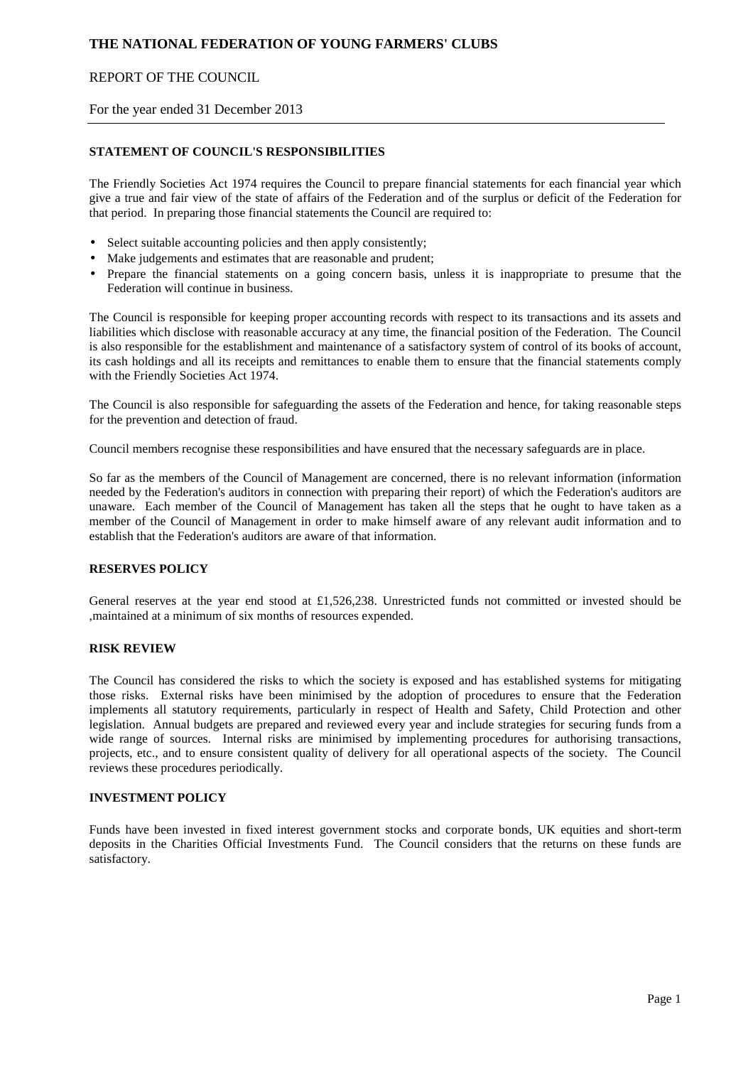# THE NATIONAL FEDERATION OF YOUNG FARMERS' CLUBS

REPORT OF THE COUNCIL

For the year ended 31 December 2013

### STATEMENT OF COUNCIL'S RESPONSIBILITIES

The Friendly Societies Act 1974 requires the Council to prepare financial statements for each financial year which give a true and fair view of the state of affairs of the Federation and of the surplus or deficit of the Federation for that period. In preparing those financial statements the Council are required to:

- Select suitable accounting policies and then apply consistently;
- Make judgements and estimates that are reasonable and prudent;
- Prepare the financial statements on a going concern basis, unless it is inappropriate to presume that the Federation will continue in business.

The Council is responsible for keeping proper accounting records with respect to its transactions and its assets and liabilities which disclose with reasonable accuracy at any time, the financial position of the Federation. The Council is also responsible for the establishment and maintenance of a satisfactory system of control of its books of account, its cash holdings and all its receipts and remittances to enable them to ensure that the financial statements comply with the Friendly Societies Act 1974.

The Council is also responsible for safeguarding the assets of the Federation and hence, for taking reasonable steps for the prevention and detection of fraud.

Council members recognise these responsibilities and have ensured that the necessary safeguards are in place.

So far as the members of the Council of Management are concerned, there is no relevant information (information needed by the Federation's auditors in connection with preparing their report) of which the Federation's auditors are unaware. Each member of the Council of Management has taken all the steps that he ought to have taken as a member of the Council of Management in order to make himself aware of any relevant audit information and to establish that the Federation's auditors are aware of that information.

### RESERVES POLICY

General reserves at the year end stood at £1,526,238. Unrestricted funds not committed or invested should be ,maintained at a minimum of six months of resources expended.

### RISK REVIEW

The Council has considered the risks to which the society is exposed and has established systems for mitigating those risks. External risks have been minimised by the adoption of procedures to ensure that the Federation implements all statutory requirements, particularly in respect of Health and Safety, Child Protection and other legislation. Annual budgets are prepared and reviewed every year and include strategies for securing funds from a wide range of sources. Internal risks are minimised by implementing procedures for authorising transactions, projects, etc., and to ensure consistent quality of delivery for all operational aspects of the society. The Council reviews these procedures periodically.

### INVESTMENT POLICY

Funds have been invested in fixed interest government stocks and corporate bonds, UK equities and short-term deposits in the Charities Official Investments Fund. The Council considers that the returns on these funds are satisfactory.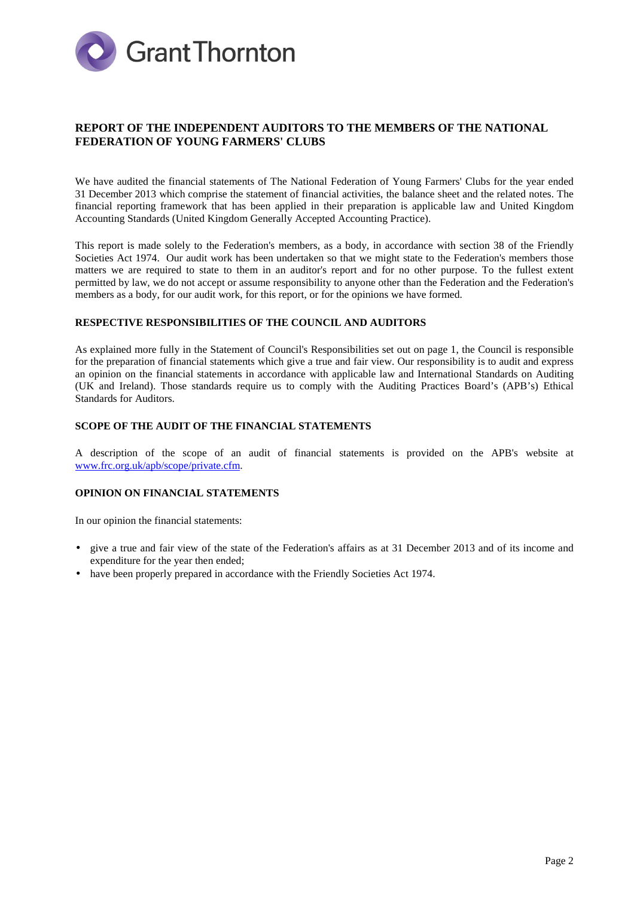Grant Thornton

## REPORT OF THE INDEPENDENT AUDITORS TO THE MEMBERS OF THE NATIONAL FEDERATION OF YOUNG FARMERS' CLUBS

We have audited the financial statements of The National Federation of Young Farmers' Clubs for the year ended 31 December 2013 which comprise the statement of financial activities, the balance sheet and the related notes. The financial reporting framework that has been applied in their preparation is applicable law and United Kingdom Accounting Standards (United Kingdom Generally Accepted Accounting Practice).

This report is made solely to the Federation's members, as a body, in accordance with section 38 of the Friendly Societies Act 1974. Our audit work has been undertaken so that we might state to the Federation's members those matters we are required to state to them in an auditor's report and for no other purpose. To the fullest extent permitted by law, we do not accept or assume responsibility to anyone other than the Federation and the Federation's members as a body, for our audit work, for this report, or for the opinions we have formed.

### RESPECTIVE RESPONSIBILITIES OF THE COUNCIL AND AUDITORS

As explained more fully in the Statement of Council's Responsibilities set out on page 1, the Council is responsible for the preparation of financial statements which give a true and fair view. Our responsibility is to audit and express an opinion on the financial statements in accordance with applicable law and International Standards on Auditing (UK and Ireland). Those standards require us to comply with the Auditing Practices Board's (APB's) Ethical Standards for Auditors.

### SCOPE OF THE AUDIT OF THE FINANCIAL STATEMENTS

A description of the scope of an audit of financial statements is provided on the APB's website at www.frc.org.uk/apb/scope/private.cfm.

### OPINION ON FINANCIAL STATEMENTS

In our opinion the financial statements:

- give a true and fair view of the state of the Federation's affairs as at 31 December 2013 and of its income and expenditure for the year then ended;
- have been properly prepared in accordance with the Friendly Societies Act 1974.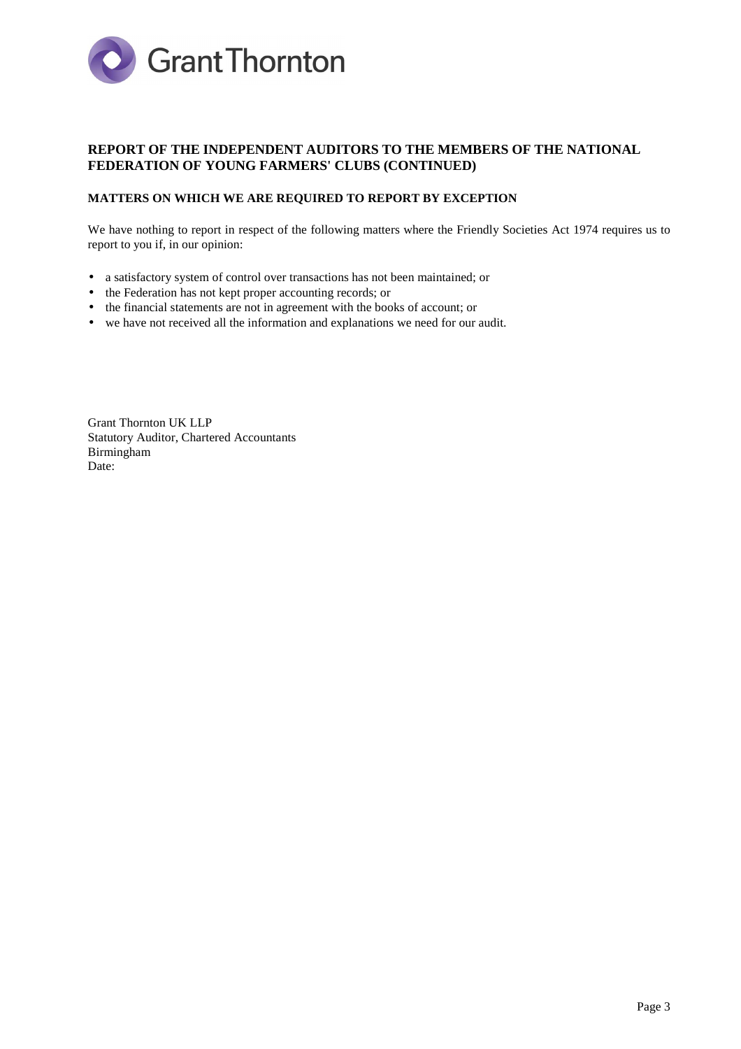## REPORT OF THE INDEPENDENT AUDITORS TO THE MEMBERS OF THE NATIONAL FEDERATION OF YOUNG FARMERS' CLUBS (CONTINUED)

### MATTERS ON WHICH WE ARE REQUIRED TO REPORT BY EXCEPTION

We have nothing to report in respect of the following matters where the Friendly Societies Act 1974 requires us to report to you if, in our opinion:

- a satisfactory system of control over transactions has not been maintained; or
- the Federation has not kept proper accounting records; or
- the financial statements are not in agreement with the books of account; or
- we have not received all the information and explanations we need for our audit.

Grant Thornton UK LLP
Statutory Auditor, Chartered Accountants
Birmingham
Date: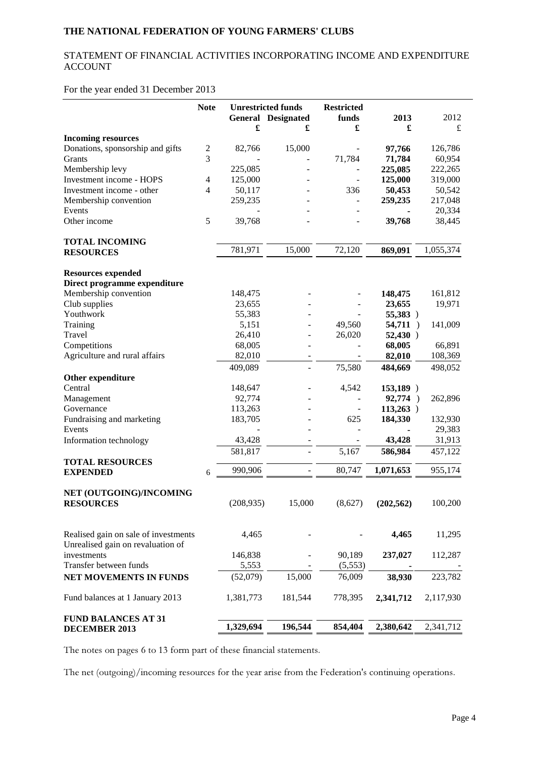# THE NATIONAL FEDERATION OF YOUNG FARMERS' CLUBS

## STATEMENT OF FINANCIAL ACTIVITIES INCORPORATING INCOME AND EXPENDITURE ACCOUNT

For the year ended 31 December 2013

| | Note | Unrestricted funds | | Restricted funds | 2013 | 2012 |
|---|---|---|---|---|---|---|
| | | General £ | Designated £ | £ | £ | £ |
| **Incoming resources** | | | | | | |
| Donations, sponsorship and gifts | 2 | 82,766 | 15,000 | - | **97,766** | 126,786 |
| Grants | 3 | - | - | 71,784 | **71,784** | 60,954 |
| Membership levy | | 225,085 | - | - | **225,085** | 222,265 |
| Investment income - HOPS | 4 | 125,000 | - | - | **125,000** | 319,000 |
| Investment income - other | 4 | 50,117 | - | 336 | **50,453** | 50,542 |
| Membership convention | | 259,235 | - | - | **259,235** | 217,048 |
| Events | | - | - | - | **-** | 20,334 |
| Other income | 5 | 39,768 | - | - | **39,768** | 38,445 |
| **TOTAL INCOMING RESOURCES** | | 781,971 | 15,000 | 72,120 | **869,091** | 1,055,374 |
| **Resources expended** | | | | | | |
| **Direct programme expenditure** | | | | | | |
| Membership convention | | 148,475 | - | - | **148,475** | 161,812 |
| Club supplies | | 23,655 | - | - | **23,655** | 19,971 |
| Youthwork | | 55,383 | - | - | **55,383** ) | |
| Training | | 5,151 | - | 49,560 | **54,711** ) | 141,009 |
| Travel | | 26,410 | - | 26,020 | **52,430** ) | |
| Competitions | | 68,005 | - | - | **68,005** | 66,891 |
| Agriculture and rural affairs | | 82,010 | - | - | **82,010** | 108,369 |
| | | 409,089 | - | 75,580 | **484,669** | 498,052 |
| **Other expenditure** | | | | | | |
| Central | | 148,647 | - | 4,542 | **153,189** ) | |
| Management | | 92,774 | - | - | **92,774** ) | 262,896 |
| Governance | | 113,263 | - | - | **113,263** ) | |
| Fundraising and marketing | | 183,705 | - | 625 | **184,330** | 132,930 |
| Events | | - | - | - | **-** | 29,383 |
| Information technology | | 43,428 | - | - | **43,428** | 31,913 |
| | | 581,817 | - | 5,167 | **586,984** | 457,122 |
| **TOTAL RESOURCES EXPENDED** | 6 | 990,906 | - | 80,747 | **1,071,653** | 955,174 |
| **NET (OUTGOING)/INCOMING RESOURCES** | | (208,935) | 15,000 | (8,627) | **(202,562)** | 100,200 |
| Realised gain on sale of investments | | 4,465 | - | - | **4,465** | 11,295 |
| Unrealised gain on revaluation of investments | | 146,838 | - | 90,189 | **237,027** | 112,287 |
| Transfer between funds | | 5,553 | - | (5,553) | **-** | - |
| **NET MOVEMENTS IN FUNDS** | | (52,079) | 15,000 | 76,009 | **38,930** | 223,782 |
| Fund balances at 1 January 2013 | | 1,381,773 | 181,544 | 778,395 | **2,341,712** | 2,117,930 |
| **FUND BALANCES AT 31 DECEMBER 2013** | | **1,329,694** | **196,544** | **854,404** | **2,380,642** | 2,341,712 |

The notes on pages 6 to 13 form part of these financial statements.

The net (outgoing)/incoming resources for the year arise from the Federation's continuing operations.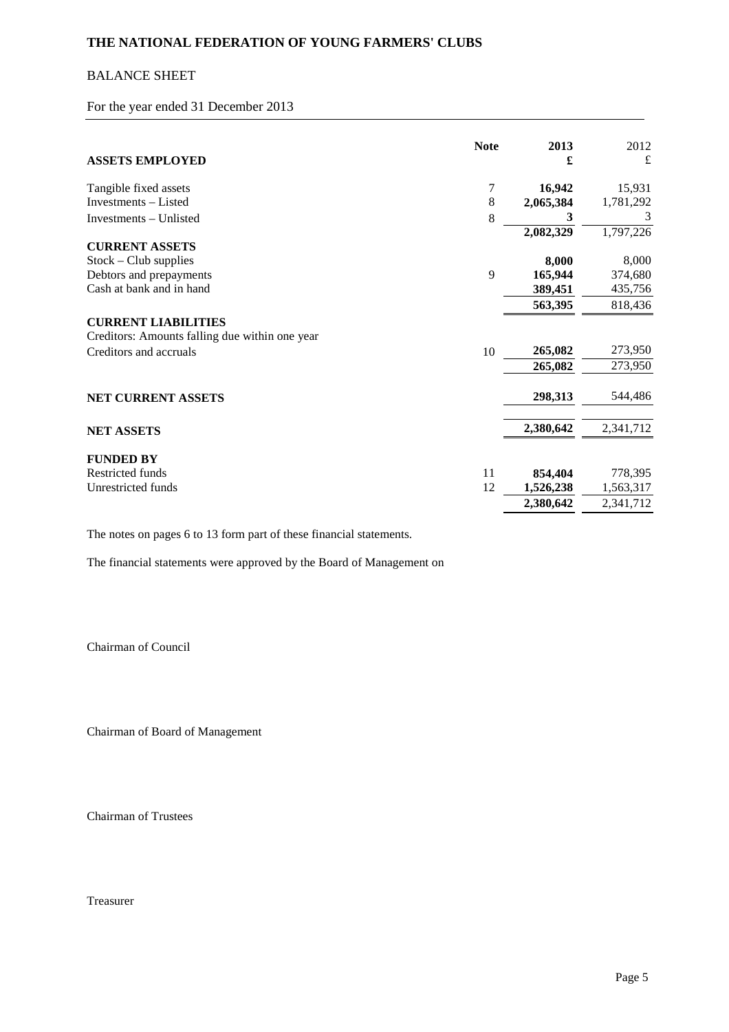# THE NATIONAL FEDERATION OF YOUNG FARMERS' CLUBS

## BALANCE SHEET

For the year ended 31 December 2013

| ASSETS EMPLOYED | Note | 2013 £ | 2012 £ |
|---|---|---|---|
| Tangible fixed assets | 7 | **16,942** | 15,931 |
| Investments – Listed | 8 | **2,065,384** | 1,781,292 |
| Investments – Unlisted | 8 | **3** | 3 |
| | | **2,082,329** | 1,797,226 |
| **CURRENT ASSETS** | | | |
| Stock – Club supplies | | **8,000** | 8,000 |
| Debtors and prepayments | 9 | **165,944** | 374,680 |
| Cash at bank and in hand | | **389,451** | 435,756 |
| | | **563,395** | 818,436 |
| **CURRENT LIABILITIES** | | | |
| Creditors: Amounts falling due within one year | | | |
| Creditors and accruals | 10 | **265,082** | 273,950 |
| | | **265,082** | 273,950 |
| **NET CURRENT ASSETS** | | **298,313** | 544,486 |
| **NET ASSETS** | | **2,380,642** | 2,341,712 |
| **FUNDED BY** | | | |
| Restricted funds | 11 | **854,404** | 778,395 |
| Unrestricted funds | 12 | **1,526,238** | 1,563,317 |
| | | **2,380,642** | 2,341,712 |

The notes on pages 6 to 13 form part of these financial statements.

The financial statements were approved by the Board of Management on

Chairman of Council

Chairman of Board of Management

Chairman of Trustees

Treasurer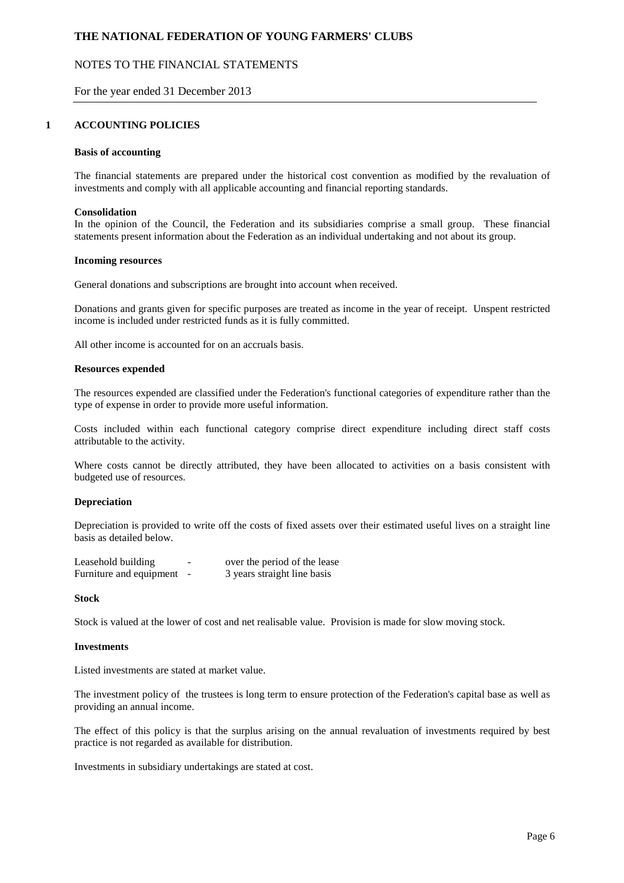# THE NATIONAL FEDERATION OF YOUNG FARMERS' CLUBS

NOTES TO THE FINANCIAL STATEMENTS

For the year ended 31 December 2013

## 1 ACCOUNTING POLICIES

**Basis of accounting**

The financial statements are prepared under the historical cost convention as modified by the revaluation of investments and comply with all applicable accounting and financial reporting standards.

**Consolidation**

In the opinion of the Council, the Federation and its subsidiaries comprise a small group. These financial statements present information about the Federation as an individual undertaking and not about its group.

**Incoming resources**

General donations and subscriptions are brought into account when received.

Donations and grants given for specific purposes are treated as income in the year of receipt. Unspent restricted income is included under restricted funds as it is fully committed.

All other income is accounted for on an accruals basis.

**Resources expended**

The resources expended are classified under the Federation's functional categories of expenditure rather than the type of expense in order to provide more useful information.

Costs included within each functional category comprise direct expenditure including direct staff costs attributable to the activity.

Where costs cannot be directly attributed, they have been allocated to activities on a basis consistent with budgeted use of resources.

**Depreciation**

Depreciation is provided to write off the costs of fixed assets over their estimated useful lives on a straight line basis as detailed below.

| | | |
|---|---|---|
| Leasehold building | - | over the period of the lease |
| Furniture and equipment | - | 3 years straight line basis |

**Stock**

Stock is valued at the lower of cost and net realisable value. Provision is made for slow moving stock.

**Investments**

Listed investments are stated at market value.

The investment policy of the trustees is long term to ensure protection of the Federation's capital base as well as providing an annual income.

The effect of this policy is that the surplus arising on the annual revaluation of investments required by best practice is not regarded as available for distribution.

Investments in subsidiary undertakings are stated at cost.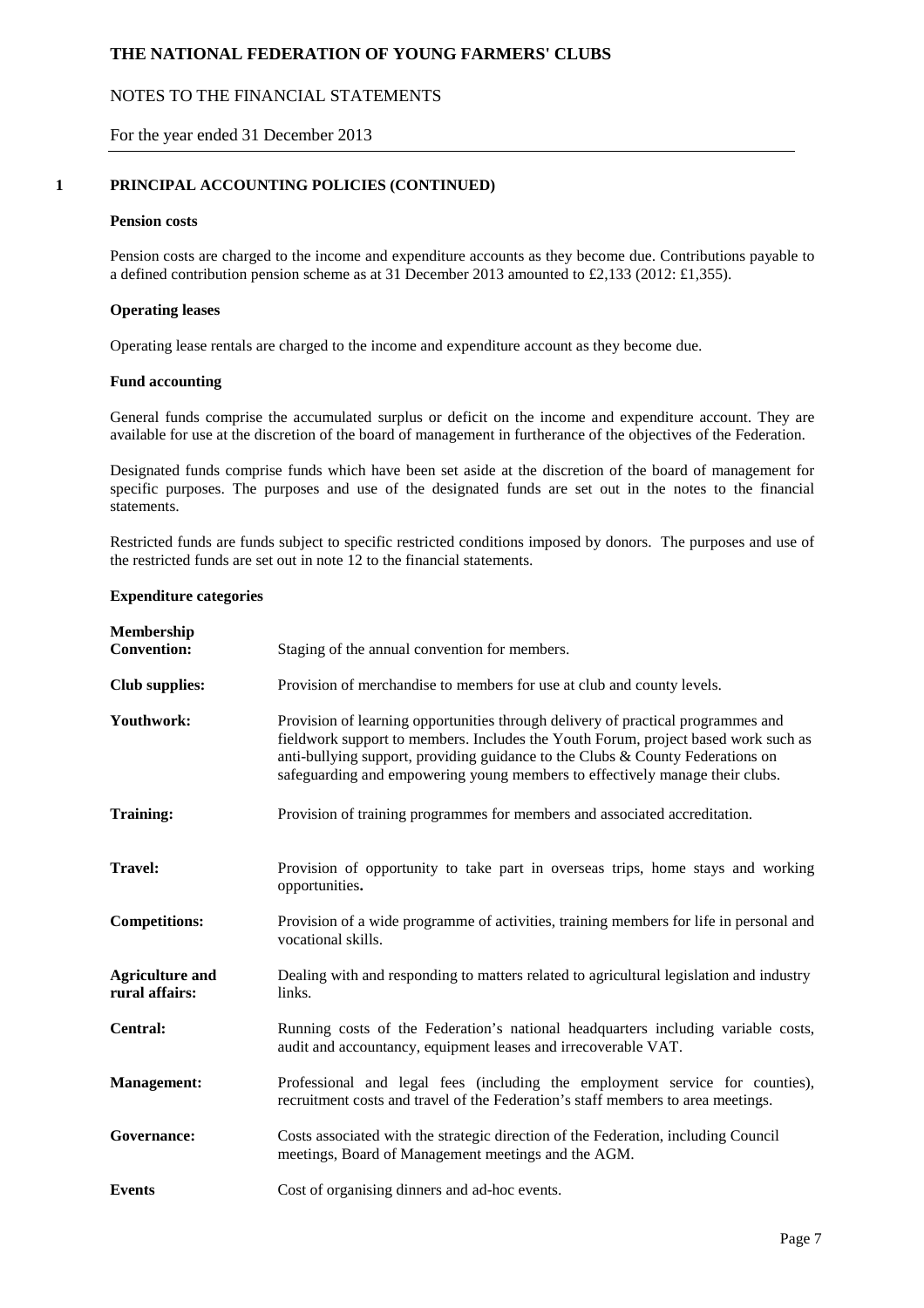# THE NATIONAL FEDERATION OF YOUNG FARMERS' CLUBS

## NOTES TO THE FINANCIAL STATEMENTS

For the year ended 31 December 2013

### 1 PRINCIPAL ACCOUNTING POLICIES (CONTINUED)

**Pension costs**

Pension costs are charged to the income and expenditure accounts as they become due. Contributions payable to a defined contribution pension scheme as at 31 December 2013 amounted to £2,133 (2012: £1,355).

**Operating leases**

Operating lease rentals are charged to the income and expenditure account as they become due.

**Fund accounting**

General funds comprise the accumulated surplus or deficit on the income and expenditure account. They are available for use at the discretion of the board of management in furtherance of the objectives of the Federation.

Designated funds comprise funds which have been set aside at the discretion of the board of management for specific purposes. The purposes and use of the designated funds are set out in the notes to the financial statements.

Restricted funds are funds subject to specific restricted conditions imposed by donors. The purposes and use of the restricted funds are set out in note 12 to the financial statements.

**Expenditure categories**

| | |
|---|---|
| **Membership Convention:** | Staging of the annual convention for members. |
| **Club supplies:** | Provision of merchandise to members for use at club and county levels. |
| **Youthwork:** | Provision of learning opportunities through delivery of practical programmes and fieldwork support to members. Includes the Youth Forum, project based work such as anti-bullying support, providing guidance to the Clubs & County Federations on safeguarding and empowering young members to effectively manage their clubs. |
| **Training:** | Provision of training programmes for members and associated accreditation. |
| **Travel:** | Provision of opportunity to take part in overseas trips, home stays and working opportunities**.** |
| **Competitions:** | Provision of a wide programme of activities, training members for life in personal and vocational skills. |
| **Agriculture and rural affairs:** | Dealing with and responding to matters related to agricultural legislation and industry links. |
| **Central:** | Running costs of the Federation's national headquarters including variable costs, audit and accountancy, equipment leases and irrecoverable VAT. |
| **Management:** | Professional and legal fees (including the employment service for counties), recruitment costs and travel of the Federation's staff members to area meetings. |
| **Governance:** | Costs associated with the strategic direction of the Federation, including Council meetings, Board of Management meetings and the AGM. |
| **Events** | Cost of organising dinners and ad-hoc events. |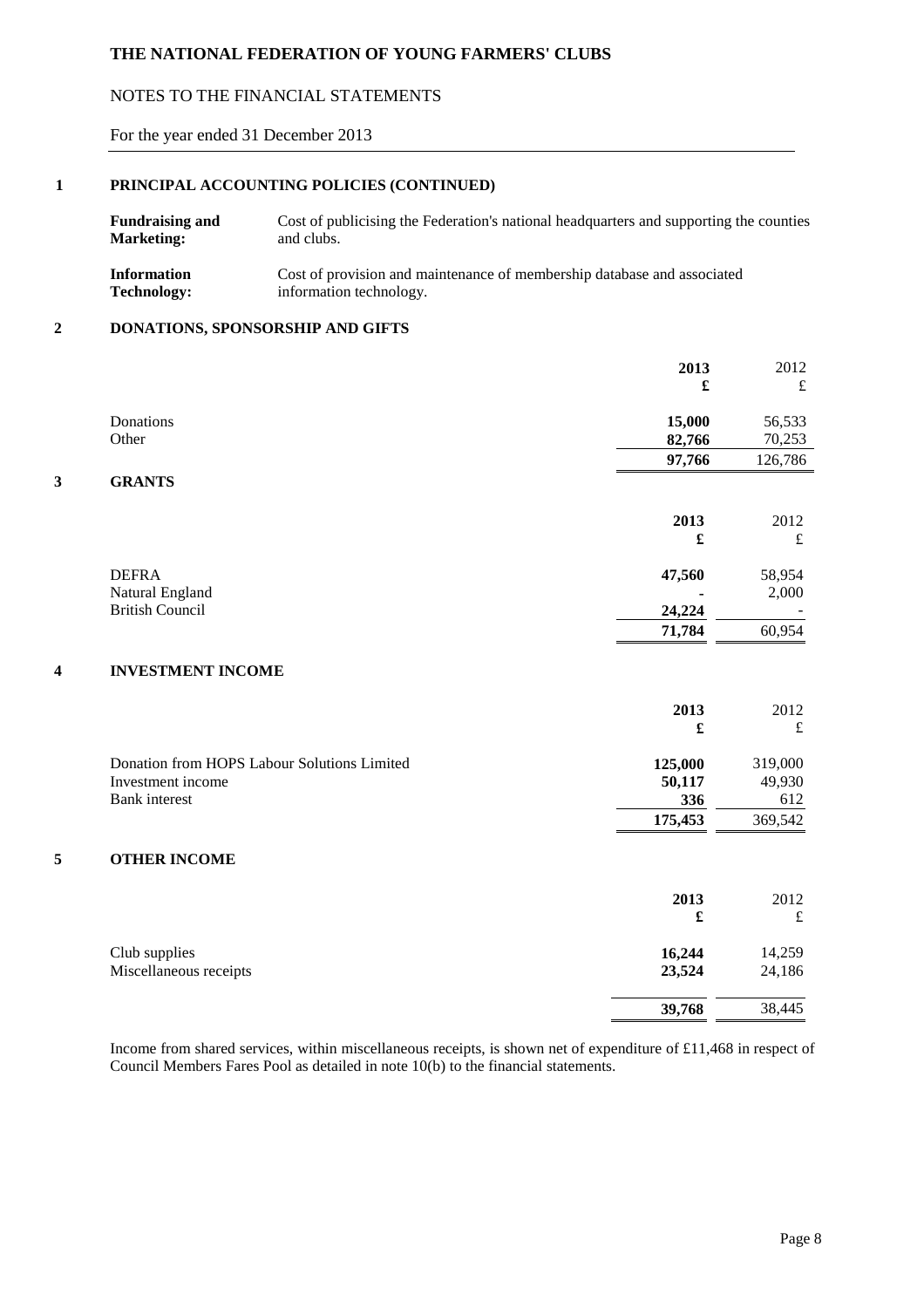# THE NATIONAL FEDERATION OF YOUNG FARMERS' CLUBS

## NOTES TO THE FINANCIAL STATEMENTS

For the year ended 31 December 2013

## 1 PRINCIPAL ACCOUNTING POLICIES (CONTINUED)

**Fundraising and Marketing:** Cost of publicising the Federation's national headquarters and supporting the counties and clubs.

**Information Technology:** Cost of provision and maintenance of membership database and associated information technology.

## 2 DONATIONS, SPONSORSHIP AND GIFTS

| | **2013** | 2012 |
|---|---|---|
| | **£** | £ |
| Donations | **15,000** | 56,533 |
| Other | **82,766** | 70,253 |
| | **97,766** | 126,786 |

## 3 GRANTS

| | **2013** | 2012 |
|---|---|---|
| | **£** | £ |
| DEFRA | **47,560** | 58,954 |
| Natural England | **-** | 2,000 |
| British Council | **24,224** | - |
| | **71,784** | 60,954 |

## 4 INVESTMENT INCOME

| | **2013** | 2012 |
|---|---|---|
| | **£** | £ |
| Donation from HOPS Labour Solutions Limited | **125,000** | 319,000 |
| Investment income | **50,117** | 49,930 |
| Bank interest | **336** | 612 |
| | **175,453** | 369,542 |

## 5 OTHER INCOME

| | **2013** | 2012 |
|---|---|---|
| | **£** | £ |
| Club supplies | **16,244** | 14,259 |
| Miscellaneous receipts | **23,524** | 24,186 |
| | **39,768** | 38,445 |

Income from shared services, within miscellaneous receipts, is shown net of expenditure of £11,468 in respect of Council Members Fares Pool as detailed in note 10(b) to the financial statements.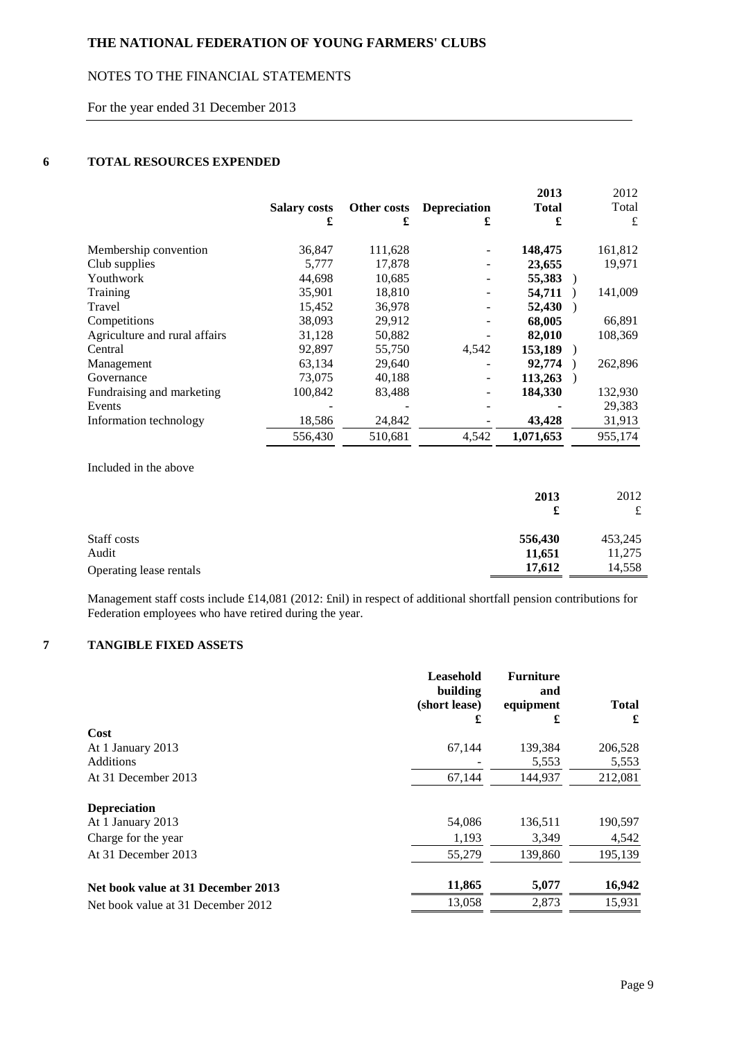THE NATIONAL FEDERATION OF YOUNG FARMERS' CLUBS

NOTES TO THE FINANCIAL STATEMENTS

For the year ended 31 December 2013

## 6 TOTAL RESOURCES EXPENDED

| | Salary costs £ | Other costs £ | Depreciation £ | 2013 Total £ | 2012 Total £ |
|---|---|---|---|---|---|
| Membership convention | 36,847 | 111,628 | - | **148,475** | 161,812 |
| Club supplies | 5,777 | 17,878 | - | **23,655** | 19,971 |
| Youthwork | 44,698 | 10,685 | - | **55,383** ) | |
| Training | 35,901 | 18,810 | - | **54,711** ) | 141,009 |
| Travel | 15,452 | 36,978 | - | **52,430** ) | |
| Competitions | 38,093 | 29,912 | - | **68,005** | 66,891 |
| Agriculture and rural affairs | 31,128 | 50,882 | - | **82,010** | 108,369 |
| Central | 92,897 | 55,750 | 4,542 | **153,189** ) | |
| Management | 63,134 | 29,640 | - | **92,774** ) | 262,896 |
| Governance | 73,075 | 40,188 | - | **113,263** ) | |
| Fundraising and marketing | 100,842 | 83,488 | - | **184,330** | 132,930 |
| Events | - | - | - | **-** | 29,383 |
| Information technology | 18,586 | 24,842 | - | **43,428** | 31,913 |
| | 556,430 | 510,681 | 4,542 | **1,071,653** | 955,174 |

Included in the above

| | 2013 £ | 2012 £ |
|---|---|---|
| Staff costs | **556,430** | 453,245 |
| Audit | **11,651** | 11,275 |
| Operating lease rentals | **17,612** | 14,558 |

Management staff costs include £14,081 (2012: £nil) in respect of additional shortfall pension contributions for Federation employees who have retired during the year.

## 7 TANGIBLE FIXED ASSETS

| | Leasehold building (short lease) £ | Furniture and equipment £ | Total £ |
|---|---|---|---|
| **Cost** | | | |
| At 1 January 2013 | 67,144 | 139,384 | 206,528 |
| Additions | - | 5,553 | 5,553 |
| At 31 December 2013 | 67,144 | 144,937 | 212,081 |
| **Depreciation** | | | |
| At 1 January 2013 | 54,086 | 136,511 | 190,597 |
| Charge for the year | 1,193 | 3,349 | 4,542 |
| At 31 December 2013 | 55,279 | 139,860 | 195,139 |
| **Net book value at 31 December 2013** | **11,865** | **5,077** | **16,942** |
| Net book value at 31 December 2012 | 13,058 | 2,873 | 15,931 |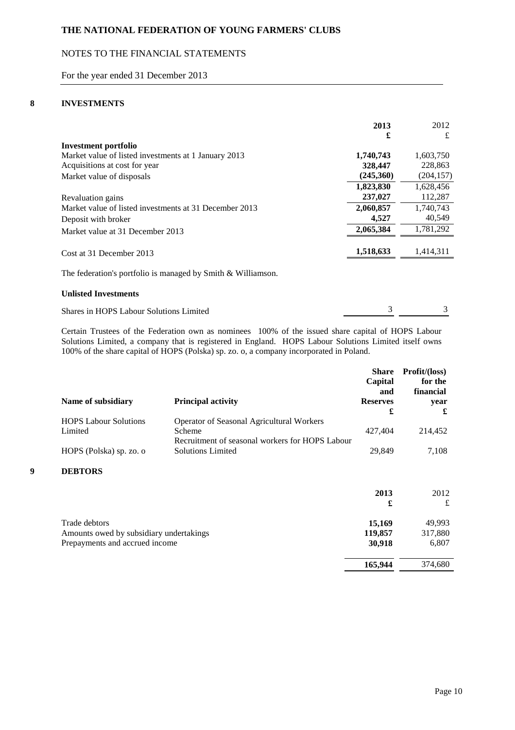**THE NATIONAL FEDERATION OF YOUNG FARMERS' CLUBS**

NOTES TO THE FINANCIAL STATEMENTS

For the year ended 31 December 2013

## 8 INVESTMENTS

| | 2013<br>£ | 2012<br>£ |
|---|---|---|
| **Investment portfolio** | | |
| Market value of listed investments at 1 January 2013 | **1,740,743** | 1,603,750 |
| Acquisitions at cost for year | **328,447** | 228,863 |
| Market value of disposals | **(245,360)** | (204,157) |
| | **1,823,830** | 1,628,456 |
| Revaluation gains | **237,027** | 112,287 |
| Market value of listed investments at 31 December 2013 | **2,060,857** | 1,740,743 |
| Deposit with broker | **4,527** | 40,549 |
| Market value at 31 December 2013 | **2,065,384** | 1,781,292 |
| Cost at 31 December 2013 | **1,518,633** | 1,414,311 |

The federation's portfolio is managed by Smith & Williamson.

**Unlisted Investments**

| | 2013 | 2012 |
|---|---|---|
| Shares in HOPS Labour Solutions Limited | 3 | 3 |

Certain Trustees of the Federation own as nominees 100% of the issued share capital of HOPS Labour Solutions Limited, a company that is registered in England. HOPS Labour Solutions Limited itself owns 100% of the share capital of HOPS (Polska) sp. zo. o, a company incorporated in Poland.

| Name of subsidiary | Principal activity | Share Capital and Reserves<br>£ | Profit/(loss) for the financial year<br>£ |
|---|---|---|---|
| HOPS Labour Solutions Limited | Operator of Seasonal Agricultural Workers Scheme | 427,404 | 214,452 |
| HOPS (Polska) sp. zo. o | Recruitment of seasonal workers for HOPS Labour Solutions Limited | 29,849 | 7,108 |

## 9 DEBTORS

| | 2013<br>£ | 2012<br>£ |
|---|---|---|
| Trade debtors | **15,169** | 49,993 |
| Amounts owed by subsidiary undertakings | **119,857** | 317,880 |
| Prepayments and accrued income | **30,918** | 6,807 |
| | **165,944** | 374,680 |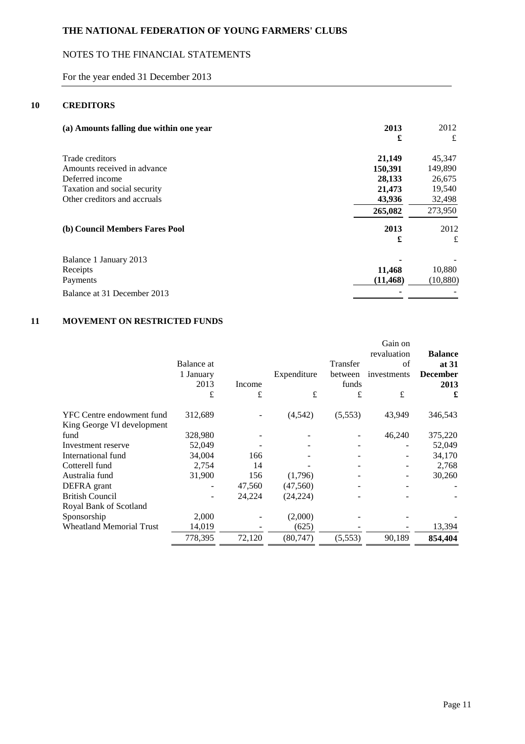# THE NATIONAL FEDERATION OF YOUNG FARMERS' CLUBS

NOTES TO THE FINANCIAL STATEMENTS

For the year ended 31 December 2013

## 10 CREDITORS

| (a) Amounts falling due within one year | 2013 £ | 2012 £ |
|---|---|---|
| Trade creditors | 21,149 | 45,347 |
| Amounts received in advance | 150,391 | 149,890 |
| Deferred income | 28,133 | 26,675 |
| Taxation and social security | 21,473 | 19,540 |
| Other creditors and accruals | 43,936 | 32,498 |
| | 265,082 | 273,950 |

| (b) Council Members Fares Pool | 2013 £ | 2012 £ |
|---|---|---|
| Balance 1 January 2013 | - | - |
| Receipts | 11,468 | 10,880 |
| Payments | (11,468) | (10,880) |
| Balance at 31 December 2013 | - | - |

## 11 MOVEMENT ON RESTRICTED FUNDS

| | Balance at 1 January 2013 £ | Income £ | Expenditure £ | Transfer between funds £ | Gain on revaluation of investments £ | Balance at 31 December 2013 £ |
|---|---|---|---|---|---|---|
| YFC Centre endowment fund | 312,689 | - | (4,542) | (5,553) | 43,949 | 346,543 |
| King George VI development fund | 328,980 | - | - | - | 46,240 | 375,220 |
| Investment reserve | 52,049 | - | - | - | - | 52,049 |
| International fund | 34,004 | 166 | - | - | - | 34,170 |
| Cotterell fund | 2,754 | 14 | - | - | - | 2,768 |
| Australia fund | 31,900 | 156 | (1,796) | - | - | 30,260 |
| DEFRA grant | - | 47,560 | (47,560) | - | - | - |
| British Council | - | 24,224 | (24,224) | - | - | - |
| Royal Bank of Scotland Sponsorship | 2,000 | - | (2,000) | - | - | - |
| Wheatland Memorial Trust | 14,019 | - | (625) | - | - | 13,394 |
| | 778,395 | 72,120 | (80,747) | (5,553) | 90,189 | 854,404 |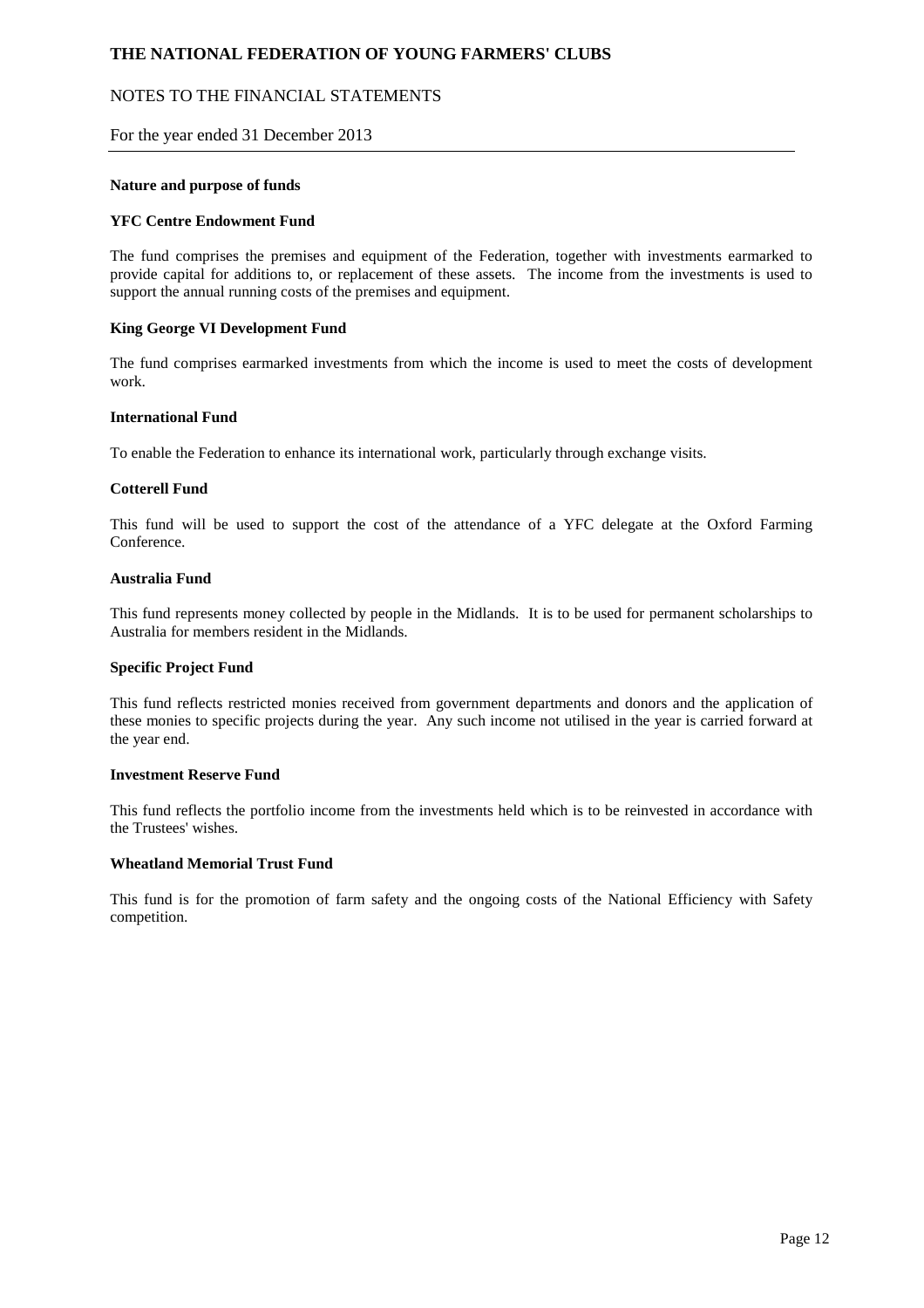# THE NATIONAL FEDERATION OF YOUNG FARMERS' CLUBS

## NOTES TO THE FINANCIAL STATEMENTS

For the year ended 31 December 2013

**Nature and purpose of funds**

**YFC Centre Endowment Fund**

The fund comprises the premises and equipment of the Federation, together with investments earmarked to provide capital for additions to, or replacement of these assets. The income from the investments is used to support the annual running costs of the premises and equipment.

**King George VI Development Fund**

The fund comprises earmarked investments from which the income is used to meet the costs of development work.

**International Fund**

To enable the Federation to enhance its international work, particularly through exchange visits.

**Cotterell Fund**

This fund will be used to support the cost of the attendance of a YFC delegate at the Oxford Farming Conference.

**Australia Fund**

This fund represents money collected by people in the Midlands. It is to be used for permanent scholarships to Australia for members resident in the Midlands.

**Specific Project Fund**

This fund reflects restricted monies received from government departments and donors and the application of these monies to specific projects during the year. Any such income not utilised in the year is carried forward at the year end.

**Investment Reserve Fund**

This fund reflects the portfolio income from the investments held which is to be reinvested in accordance with the Trustees' wishes.

**Wheatland Memorial Trust Fund**

This fund is for the promotion of farm safety and the ongoing costs of the National Efficiency with Safety competition.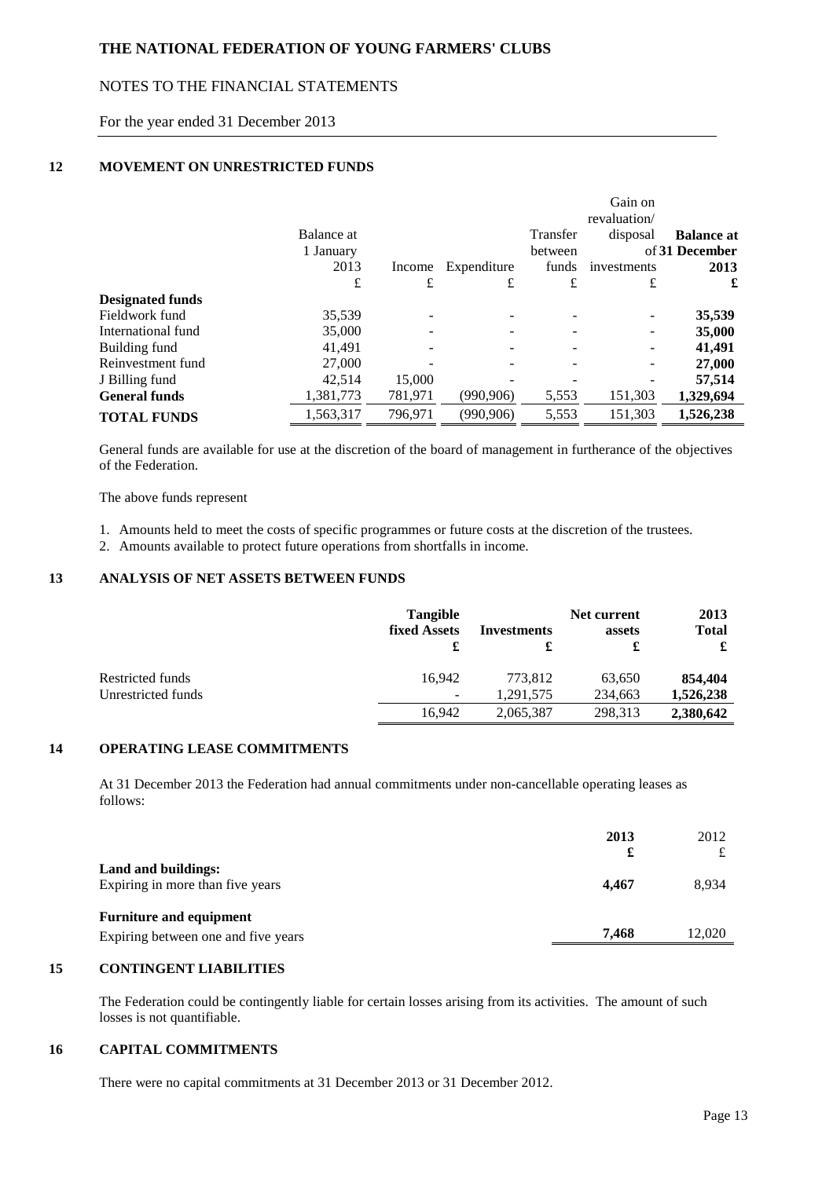# THE NATIONAL FEDERATION OF YOUNG FARMERS' CLUBS

## NOTES TO THE FINANCIAL STATEMENTS

For the year ended 31 December 2013

### 12 MOVEMENT ON UNRESTRICTED FUNDS

| | Balance at 1 January 2013 | Income | Expenditure | Transfer between funds | Gain on revaluation/ disposal investments | **Balance at of 31 December 2013** |
|---|---|---|---|---|---|---|
| | £ | £ | £ | £ | £ | **£** |
| **Designated funds** | | | | | | |
| Fieldwork fund | 35,539 | - | - | - | - | **35,539** |
| International fund | 35,000 | - | - | - | - | **35,000** |
| Building fund | 41,491 | - | - | - | - | **41,491** |
| Reinvestment fund | 27,000 | - | - | - | - | **27,000** |
| J Billing fund | 42,514 | 15,000 | - | - | - | **57,514** |
| **General funds** | 1,381,773 | 781,971 | (990,906) | 5,553 | 151,303 | **1,329,694** |
| **TOTAL FUNDS** | 1,563,317 | 796,971 | (990,906) | 5,553 | 151,303 | **1,526,238** |

General funds are available for use at the discretion of the board of management in furtherance of the objectives of the Federation.

The above funds represent

1. Amounts held to meet the costs of specific programmes or future costs at the discretion of the trustees.
2. Amounts available to protect future operations from shortfalls in income.

### 13 ANALYSIS OF NET ASSETS BETWEEN FUNDS

| | **Tangible fixed Assets** | **Investments** | **Net current assets** | **2013 Total** |
|---|---|---|---|---|
| | **£** | **£** | **£** | **£** |
| Restricted funds | 16,942 | 773,812 | 63,650 | **854,404** |
| Unrestricted funds | - | 1,291,575 | 234,663 | **1,526,238** |
| | 16,942 | 2,065,387 | 298,313 | **2,380,642** |

### 14 OPERATING LEASE COMMITMENTS

At 31 December 2013 the Federation had annual commitments under non-cancellable operating leases as follows:

| | **2013** | 2012 |
|---|---|---|
| | **£** | £ |
| **Land and buildings:** | | |
| Expiring in more than five years | **4,467** | 8,934 |
| **Furniture and equipment** | | |
| Expiring between one and five years | **7,468** | 12,020 |

### 15 CONTINGENT LIABILITIES

The Federation could be contingently liable for certain losses arising from its activities. The amount of such losses is not quantifiable.

### 16 CAPITAL COMMITMENTS

There were no capital commitments at 31 December 2013 or 31 December 2012.